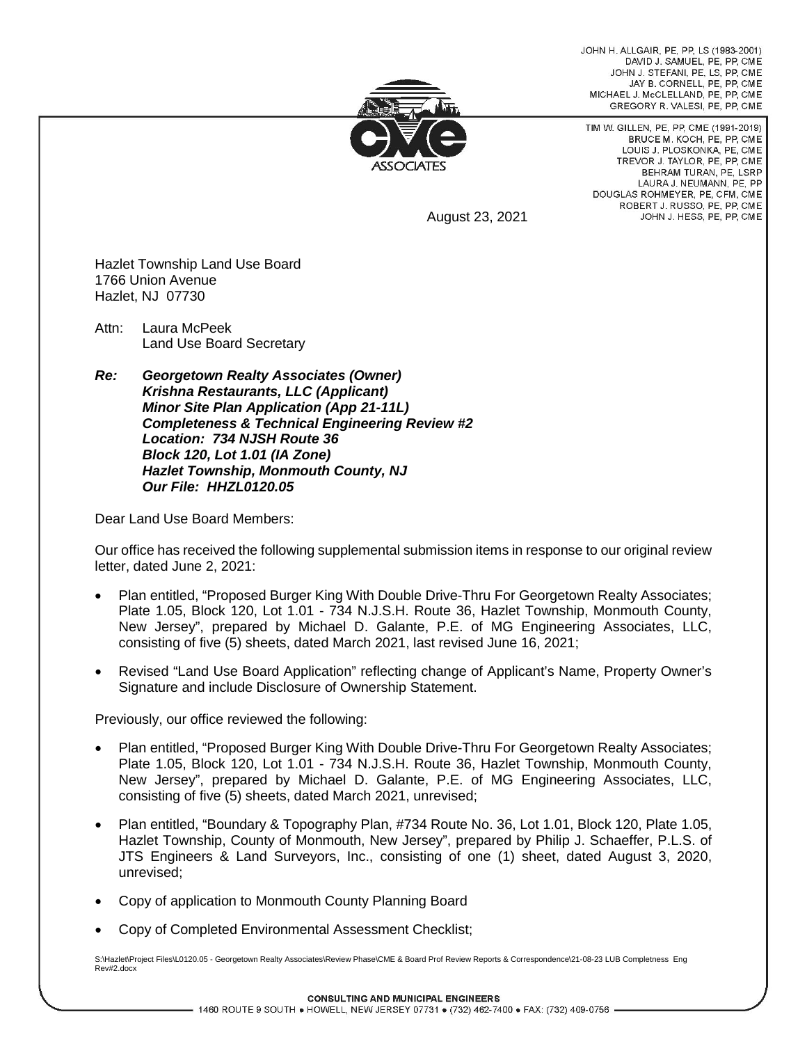JOHN H. ALLGAIR, PE, PP, LS (1983-2001)
DAVID J. SAMUEL, PE, PP, CME
JOHN J. STEFANI, PE, LS, PP, CME
JAY B. CORNELL, PE, PP, CME
MICHAEL J. McCLELLAND, PE, PP, CME
GREGORY R. VALESI, PE, PP, CME

TIM W. GILLEN, PE, PP, CME (1991-2019)
BRUCE M. KOCH, PE, PP, CME
LOUIS J. PLOSKONKA, PE, CME
TREVOR J. TAYLOR, PE, PP, CME
BEHRAM TURAN, PE, LSRP
LAURA J. NEUMANN, PE, PP
DOUGLAS ROHMEYER, PE, CFM, CME
ROBERT J. RUSSO, PE, PP, CME
JOHN J. HESS, PE, PP, CME

CME ASSOCIATES

August 23, 2021

Hazlet Township Land Use Board
1766 Union Avenue
Hazlet, NJ 07730

Attn: Laura McPeek
Land Use Board Secretary

***Re: Georgetown Realty Associates (Owner)***
***Krishna Restaurants, LLC (Applicant)***
***Minor Site Plan Application (App 21-11L)***
***Completeness & Technical Engineering Review #2***
***Location: 734 NJSH Route 36***
***Block 120, Lot 1.01 (IA Zone)***
***Hazlet Township, Monmouth County, NJ***
***Our File: HHZL0120.05***

Dear Land Use Board Members:

Our office has received the following supplemental submission items in response to our original review letter, dated June 2, 2021:

- Plan entitled, "Proposed Burger King With Double Drive-Thru For Georgetown Realty Associates; Plate 1.05, Block 120, Lot 1.01 - 734 N.J.S.H. Route 36, Hazlet Township, Monmouth County, New Jersey", prepared by Michael D. Galante, P.E. of MG Engineering Associates, LLC, consisting of five (5) sheets, dated March 2021, last revised June 16, 2021;
- Revised "Land Use Board Application" reflecting change of Applicant's Name, Property Owner's Signature and include Disclosure of Ownership Statement.

Previously, our office reviewed the following:

- Plan entitled, "Proposed Burger King With Double Drive-Thru For Georgetown Realty Associates; Plate 1.05, Block 120, Lot 1.01 - 734 N.J.S.H. Route 36, Hazlet Township, Monmouth County, New Jersey", prepared by Michael D. Galante, P.E. of MG Engineering Associates, LLC, consisting of five (5) sheets, dated March 2021, unrevised;
- Plan entitled, "Boundary & Topography Plan, #734 Route No. 36, Lot 1.01, Block 120, Plate 1.05, Hazlet Township, County of Monmouth, New Jersey", prepared by Philip J. Schaeffer, P.L.S. of JTS Engineers & Land Surveyors, Inc., consisting of one (1) sheet, dated August 3, 2020, unrevised;
- Copy of application to Monmouth County Planning Board
- Copy of Completed Environmental Assessment Checklist;

S:\Hazlet\Project Files\L0120.05 - Georgetown Realty Associates\Review Phase\CME & Board Prof Review Reports & Correspondence\21-08-23 LUB Completness Eng Rev#2.docx

CONSULTING AND MUNICIPAL ENGINEERS
1460 ROUTE 9 SOUTH • HOWELL, NEW JERSEY 07731 • (732) 462-7400 • FAX: (732) 409-0756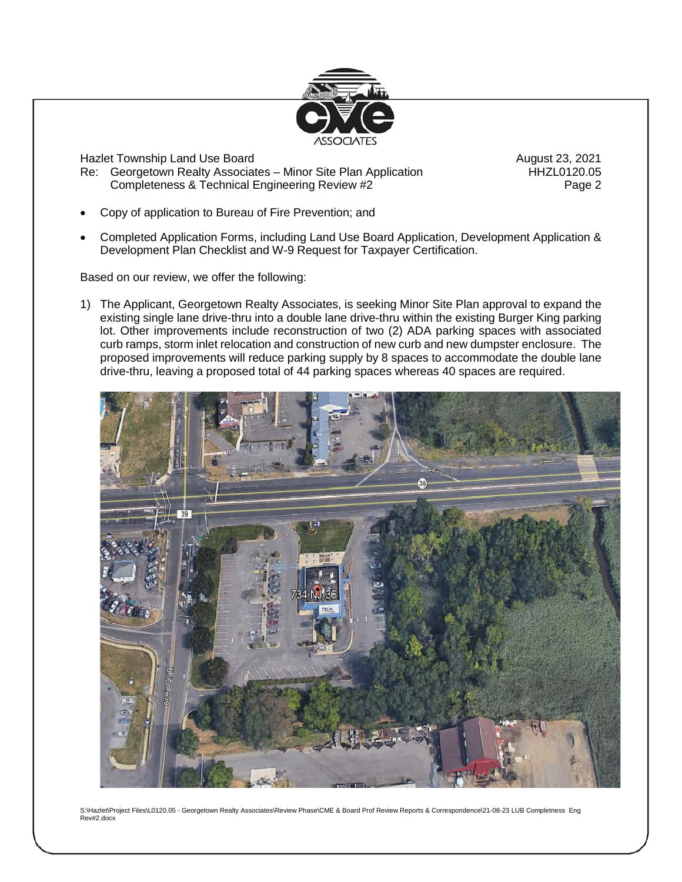- Copy of application to Bureau of Fire Prevention; and
- Completed Application Forms, including Land Use Board Application, Development Application & Development Plan Checklist and W-9 Request for Taxpayer Certification.

Based on our review, we offer the following:

1) The Applicant, Georgetown Realty Associates, is seeking Minor Site Plan approval to expand the existing single lane drive-thru into a double lane drive-thru within the existing Burger King parking lot. Other improvements include reconstruction of two (2) ADA parking spaces with associated curb ramps, storm inlet relocation and construction of new curb and new dumpster enclosure. The proposed improvements will reduce parking supply by 8 spaces to accommodate the double lane drive-thru, leaving a proposed total of 44 parking spaces whereas 40 spaces are required.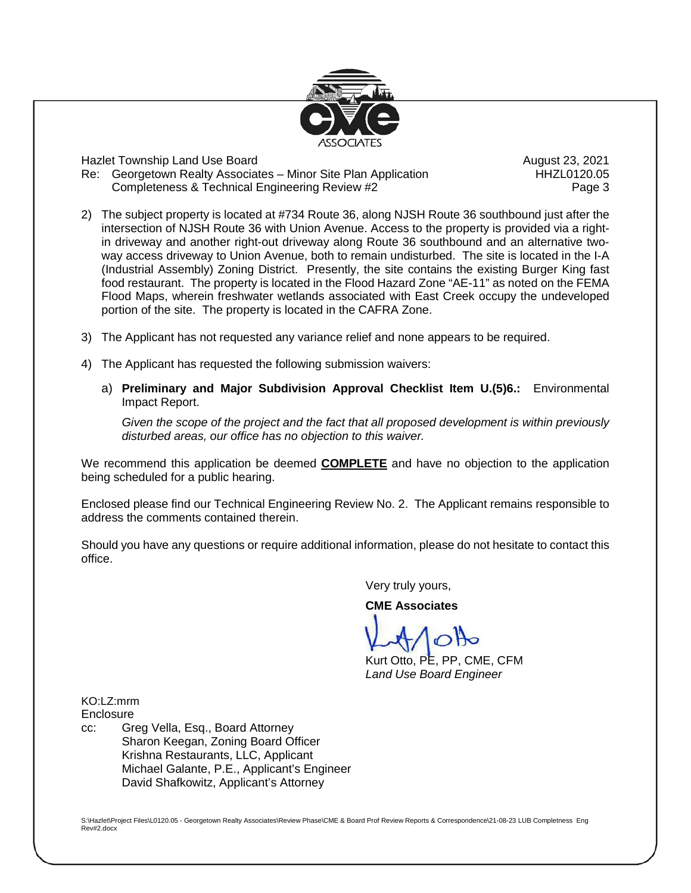Hazlet Township Land Use Board
Re: Georgetown Realty Associates – Minor Site Plan Application
Completeness & Technical Engineering Review #2

August 23, 2021
HHZL0120.05

2) The subject property is located at #734 Route 36, along NJSH Route 36 southbound just after the intersection of NJSH Route 36 with Union Avenue. Access to the property is provided via a right-in driveway and another right-out driveway along Route 36 southbound and an alternative two-way access driveway to Union Avenue, both to remain undisturbed. The site is located in the I-A (Industrial Assembly) Zoning District. Presently, the site contains the existing Burger King fast food restaurant. The property is located in the Flood Hazard Zone "AE-11" as noted on the FEMA Flood Maps, wherein freshwater wetlands associated with East Creek occupy the undeveloped portion of the site. The property is located in the CAFRA Zone.

3) The Applicant has not requested any variance relief and none appears to be required.

4) The Applicant has requested the following submission waivers:

   a) **Preliminary and Major Subdivision Approval Checklist Item U.(5)6.:** Environmental Impact Report.

      *Given the scope of the project and the fact that all proposed development is within previously disturbed areas, our office has no objection to this waiver.*

We recommend this application be deemed **COMPLETE** and have no objection to the application being scheduled for a public hearing.

Enclosed please find our Technical Engineering Review No. 2. The Applicant remains responsible to address the comments contained therein.

Should you have any questions or require additional information, please do not hesitate to contact this office.

Very truly yours,

**CME Associates**

Kurt Otto, PE, PP, CME, CFM
*Land Use Board Engineer*

KO:LZ:mrm
Enclosure
cc: Greg Vella, Esq., Board Attorney
Sharon Keegan, Zoning Board Officer
Krishna Restaurants, LLC, Applicant
Michael Galante, P.E., Applicant's Engineer
David Shafkowitz, Applicant's Attorney

S:\Hazlet\Project Files\L0120.05 - Georgetown Realty Associates\Review Phase\CME & Board Prof Review Reports & Correspondence\21-08-23 LUB Completness Eng Rev#2.docx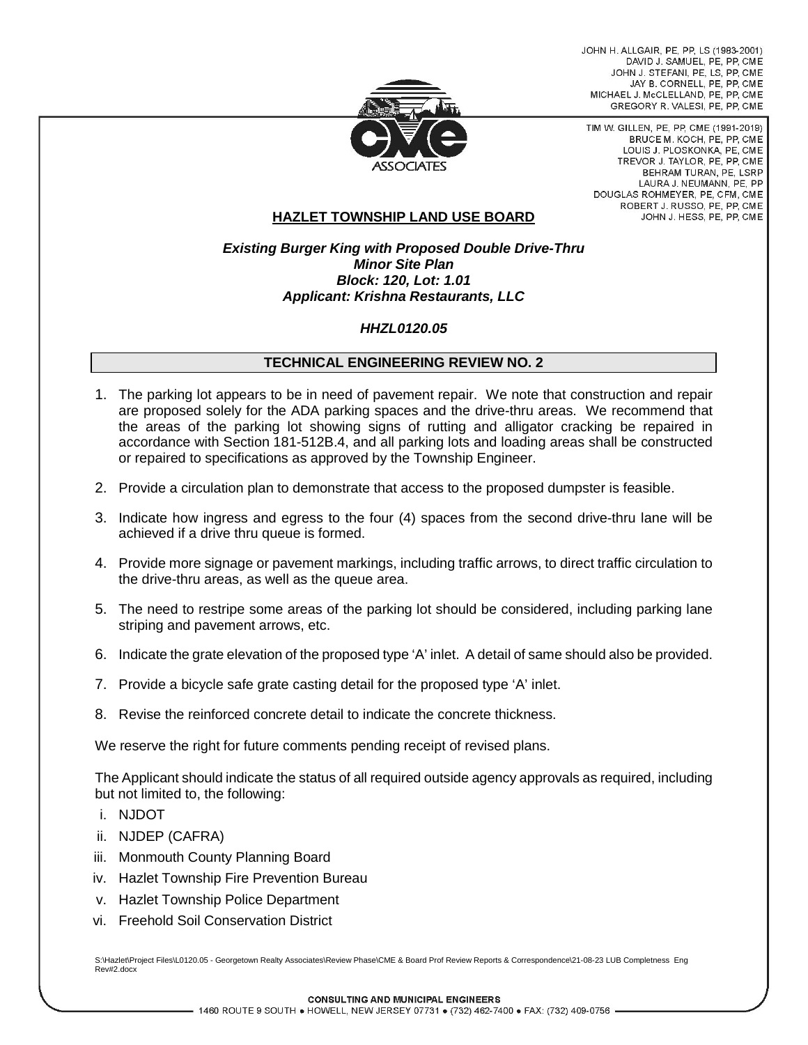JOHN H. ALLGAIR, PE, PP, LS (1983-2001)
DAVID J. SAMUEL, PE, PP, CME
JOHN J. STEFANI, PE, LS, PP, CME
JAY B. CORNELL, PE, PP, CME
MICHAEL J. McCLELLAND, PE, PP, CME
GREGORY R. VALESI, PE, PP, CME

TIM W. GILLEN, PE, PP, CME (1991-2019)
BRUCE M. KOCH, PE, PP, CME
LOUIS J. PLOSKONKA, PE, CME
TREVOR J. TAYLOR, PE, PP, CME
BEHRAM TURAN, PE, LSRP
LAURA J. NEUMANN, PE, PP
DOUGLAS ROHMEYER, PE, CFM, CME
ROBERT J. RUSSO, PE, PP, CME
JOHN J. HESS, PE, PP, CME

**HAZLET TOWNSHIP LAND USE BOARD**

***Existing Burger King with Proposed Double Drive-Thru***
***Minor Site Plan***
***Block: 120, Lot: 1.01***
***Applicant: Krishna Restaurants, LLC***

***HHZL0120.05***

## TECHNICAL ENGINEERING REVIEW NO. 2

1. The parking lot appears to be in need of pavement repair. We note that construction and repair are proposed solely for the ADA parking spaces and the drive-thru areas. We recommend that the areas of the parking lot showing signs of rutting and alligator cracking be repaired in accordance with Section 181-512B.4, and all parking lots and loading areas shall be constructed or repaired to specifications as approved by the Township Engineer.
2. Provide a circulation plan to demonstrate that access to the proposed dumpster is feasible.
3. Indicate how ingress and egress to the four (4) spaces from the second drive-thru lane will be achieved if a drive thru queue is formed.
4. Provide more signage or pavement markings, including traffic arrows, to direct traffic circulation to the drive-thru areas, as well as the queue area.
5. The need to restripe some areas of the parking lot should be considered, including parking lane striping and pavement arrows, etc.
6. Indicate the grate elevation of the proposed type 'A' inlet. A detail of same should also be provided.
7. Provide a bicycle safe grate casting detail for the proposed type 'A' inlet.
8. Revise the reinforced concrete detail to indicate the concrete thickness.

We reserve the right for future comments pending receipt of revised plans.

The Applicant should indicate the status of all required outside agency approvals as required, including but not limited to, the following:

i. NJDOT
ii. NJDEP (CAFRA)
iii. Monmouth County Planning Board
iv. Hazlet Township Fire Prevention Bureau
v. Hazlet Township Police Department
vi. Freehold Soil Conservation District

S:\Hazlet\Project Files\L0120.05 - Georgetown Realty Associates\Review Phase\CME & Board Prof Review Reports & Correspondence\21-08-23 LUB Completness Eng Rev#2.docx